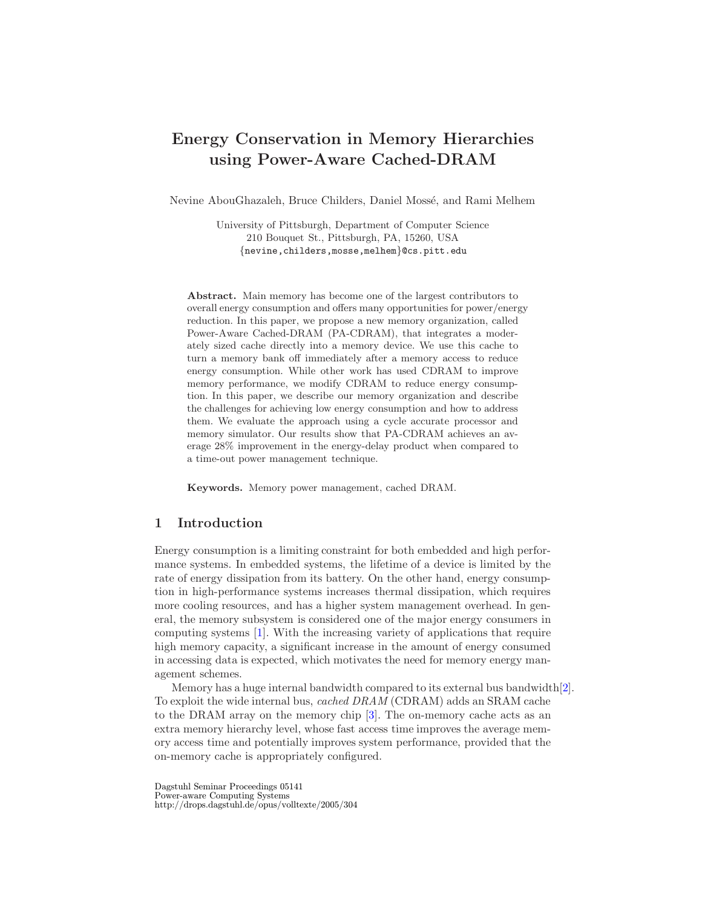# Energy Conservation in Memory Hierarchies using Power-Aware Cached-DRAM

Nevine AbouGhazaleh, Bruce Childers, Daniel Mossé, and Rami Melhem

University of Pittsburgh, Department of Computer Science
210 Bouquet St., Pittsburgh, PA, 15260, USA
{nevine,childers,mosse,melhem}@cs.pitt.edu

**Abstract.** Main memory has become one of the largest contributors to overall energy consumption and offers many opportunities for power/energy reduction. In this paper, we propose a new memory organization, called Power-Aware Cached-DRAM (PA-CDRAM), that integrates a moderately sized cache directly into a memory device. We use this cache to turn a memory bank off immediately after a memory access to reduce energy consumption. While other work has used CDRAM to improve memory performance, we modify CDRAM to reduce energy consumption. In this paper, we describe our memory organization and describe the challenges for achieving low energy consumption and how to address them. We evaluate the approach using a cycle accurate processor and memory simulator. Our results show that PA-CDRAM achieves an average 28% improvement in the energy-delay product when compared to a time-out power management technique.

**Keywords.** Memory power management, cached DRAM.

## 1 Introduction

Energy consumption is a limiting constraint for both embedded and high performance systems. In embedded systems, the lifetime of a device is limited by the rate of energy dissipation from its battery. On the other hand, energy consumption in high-performance systems increases thermal dissipation, which requires more cooling resources, and has a higher system management overhead. In general, the memory subsystem is considered one of the major energy consumers in computing systems [1]. With the increasing variety of applications that require high memory capacity, a significant increase in the amount of energy consumed in accessing data is expected, which motivates the need for memory energy management schemes.

Memory has a huge internal bandwidth compared to its external bus bandwidth[2]. To exploit the wide internal bus, *cached DRAM* (CDRAM) adds an SRAM cache to the DRAM array on the memory chip [3]. The on-memory cache acts as an extra memory hierarchy level, whose fast access time improves the average memory access time and potentially improves system performance, provided that the on-memory cache is appropriately configured.

Dagstuhl Seminar Proceedings 05141
Power-aware Computing Systems
http://drops.dagstuhl.de/opus/volltexte/2005/304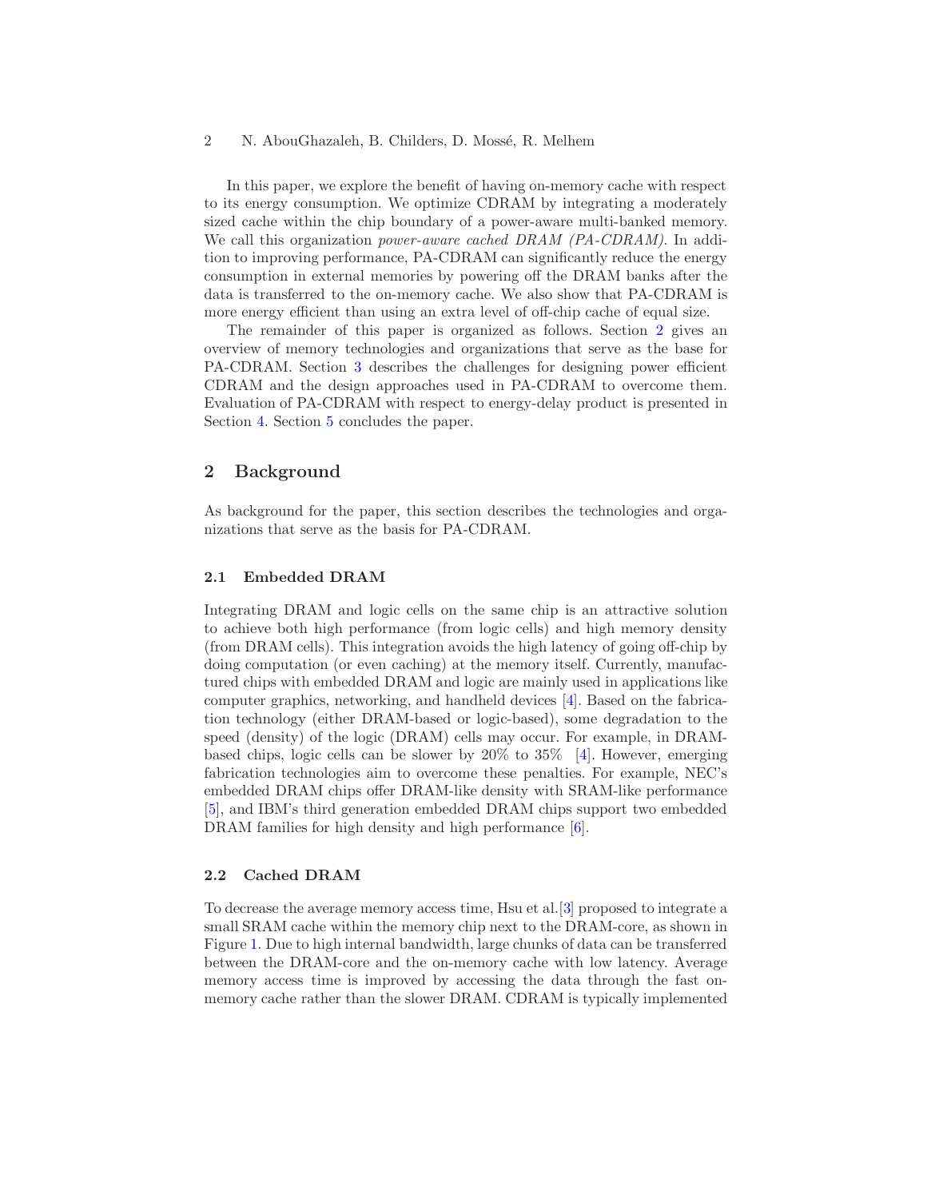In this paper, we explore the benefit of having on-memory cache with respect to its energy consumption. We optimize CDRAM by integrating a moderately sized cache within the chip boundary of a power-aware multi-banked memory. We call this organization *power-aware cached DRAM (PA-CDRAM)*. In addition to improving performance, PA-CDRAM can significantly reduce the energy consumption in external memories by powering off the DRAM banks after the data is transferred to the on-memory cache. We also show that PA-CDRAM is more energy efficient than using an extra level of off-chip cache of equal size.

The remainder of this paper is organized as follows. Section 2 gives an overview of memory technologies and organizations that serve as the base for PA-CDRAM. Section 3 describes the challenges for designing power efficient CDRAM and the design approaches used in PA-CDRAM to overcome them. Evaluation of PA-CDRAM with respect to energy-delay product is presented in Section 4. Section 5 concludes the paper.

## 2 Background

As background for the paper, this section describes the technologies and organizations that serve as the basis for PA-CDRAM.

### 2.1 Embedded DRAM

Integrating DRAM and logic cells on the same chip is an attractive solution to achieve both high performance (from logic cells) and high memory density (from DRAM cells). This integration avoids the high latency of going off-chip by doing computation (or even caching) at the memory itself. Currently, manufactured chips with embedded DRAM and logic are mainly used in applications like computer graphics, networking, and handheld devices [4]. Based on the fabrication technology (either DRAM-based or logic-based), some degradation to the speed (density) of the logic (DRAM) cells may occur. For example, in DRAM-based chips, logic cells can be slower by 20% to 35% [4]. However, emerging fabrication technologies aim to overcome these penalties. For example, NEC's embedded DRAM chips offer DRAM-like density with SRAM-like performance [5], and IBM's third generation embedded DRAM chips support two embedded DRAM families for high density and high performance [6].

### 2.2 Cached DRAM

To decrease the average memory access time, Hsu et al.[3] proposed to integrate a small SRAM cache within the memory chip next to the DRAM-core, as shown in Figure 1. Due to high internal bandwidth, large chunks of data can be transferred between the DRAM-core and the on-memory cache with low latency. Average memory access time is improved by accessing the data through the fast on-memory cache rather than the slower DRAM. CDRAM is typically implemented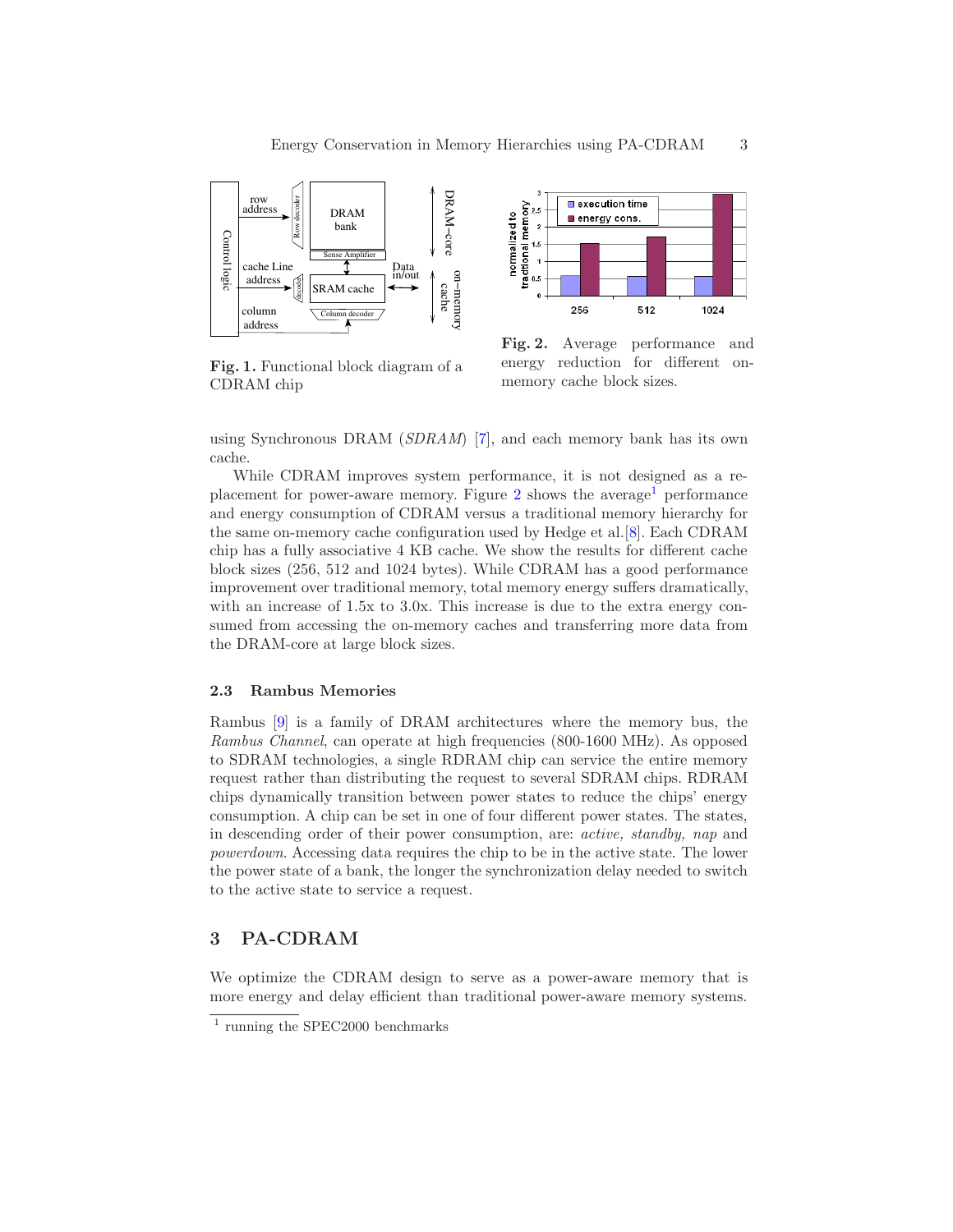Fig. 1. Functional block diagram of a CDRAM chip

Fig. 2. Average performance and energy reduction for different on-memory cache block sizes.

using Synchronous DRAM (*SDRAM*) [7], and each memory bank has its own cache.

While CDRAM improves system performance, it is not designed as a replacement for power-aware memory. Figure 2 shows the average[1] performance and energy consumption of CDRAM versus a traditional memory hierarchy for the same on-memory cache configuration used by Hedge et al.[8]. Each CDRAM chip has a fully associative 4 KB cache. We show the results for different cache block sizes (256, 512 and 1024 bytes). While CDRAM has a good performance improvement over traditional memory, total memory energy suffers dramatically, with an increase of 1.5x to 3.0x. This increase is due to the extra energy consumed from accessing the on-memory caches and transferring more data from the DRAM-core at large block sizes.

### 2.3 Rambus Memories

Rambus [9] is a family of DRAM architectures where the memory bus, the *Rambus Channel*, can operate at high frequencies (800-1600 MHz). As opposed to SDRAM technologies, a single RDRAM chip can service the entire memory request rather than distributing the request to several SDRAM chips. RDRAM chips dynamically transition between power states to reduce the chips' energy consumption. A chip can be set in one of four different power states. The states, in descending order of their power consumption, are: *active, standby, nap* and *powerdown*. Accessing data requires the chip to be in the active state. The lower the power state of a bank, the longer the synchronization delay needed to switch to the active state to service a request.

## 3 PA-CDRAM

We optimize the CDRAM design to serve as a power-aware memory that is more energy and delay efficient than traditional power-aware memory systems.

[1] running the SPEC2000 benchmarks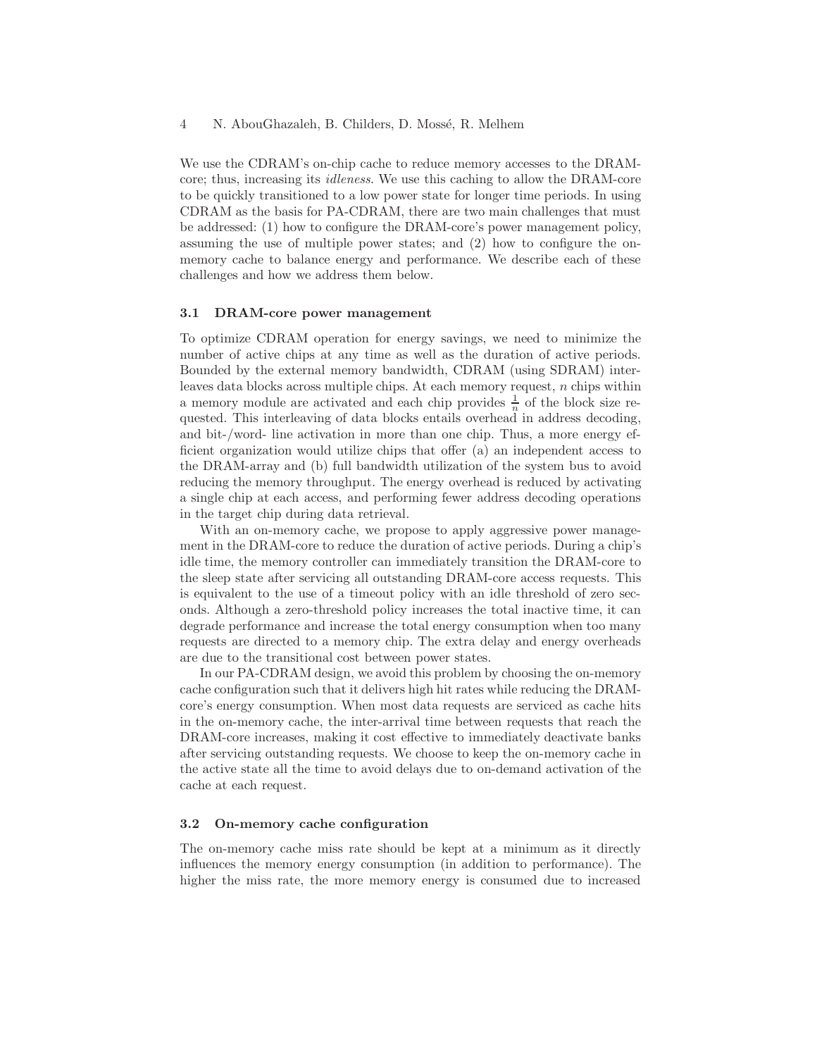We use the CDRAM's on-chip cache to reduce memory accesses to the DRAM-core; thus, increasing its *idleness*. We use this caching to allow the DRAM-core to be quickly transitioned to a low power state for longer time periods. In using CDRAM as the basis for PA-CDRAM, there are two main challenges that must be addressed: (1) how to configure the DRAM-core's power management policy, assuming the use of multiple power states; and (2) how to configure the on-memory cache to balance energy and performance. We describe each of these challenges and how we address them below.

### 3.1 DRAM-core power management

To optimize CDRAM operation for energy savings, we need to minimize the number of active chips at any time as well as the duration of active periods. Bounded by the external memory bandwidth, CDRAM (using SDRAM) interleaves data blocks across multiple chips. At each memory request, $n$ chips within a memory module are activated and each chip provides $\frac{1}{n}$ of the block size requested. This interleaving of data blocks entails overhead in address decoding, and bit-/word- line activation in more than one chip. Thus, a more energy efficient organization would utilize chips that offer (a) an independent access to the DRAM-array and (b) full bandwidth utilization of the system bus to avoid reducing the memory throughput. The energy overhead is reduced by activating a single chip at each access, and performing fewer address decoding operations in the target chip during data retrieval.

With an on-memory cache, we propose to apply aggressive power management in the DRAM-core to reduce the duration of active periods. During a chip's idle time, the memory controller can immediately transition the DRAM-core to the sleep state after servicing all outstanding DRAM-core access requests. This is equivalent to the use of a timeout policy with an idle threshold of zero seconds. Although a zero-threshold policy increases the total inactive time, it can degrade performance and increase the total energy consumption when too many requests are directed to a memory chip. The extra delay and energy overheads are due to the transitional cost between power states.

In our PA-CDRAM design, we avoid this problem by choosing the on-memory cache configuration such that it delivers high hit rates while reducing the DRAM-core's energy consumption. When most data requests are serviced as cache hits in the on-memory cache, the inter-arrival time between requests that reach the DRAM-core increases, making it cost effective to immediately deactivate banks after servicing outstanding requests. We choose to keep the on-memory cache in the active state all the time to avoid delays due to on-demand activation of the cache at each request.

### 3.2 On-memory cache configuration

The on-memory cache miss rate should be kept at a minimum as it directly influences the memory energy consumption (in addition to performance). The higher the miss rate, the more memory energy is consumed due to increased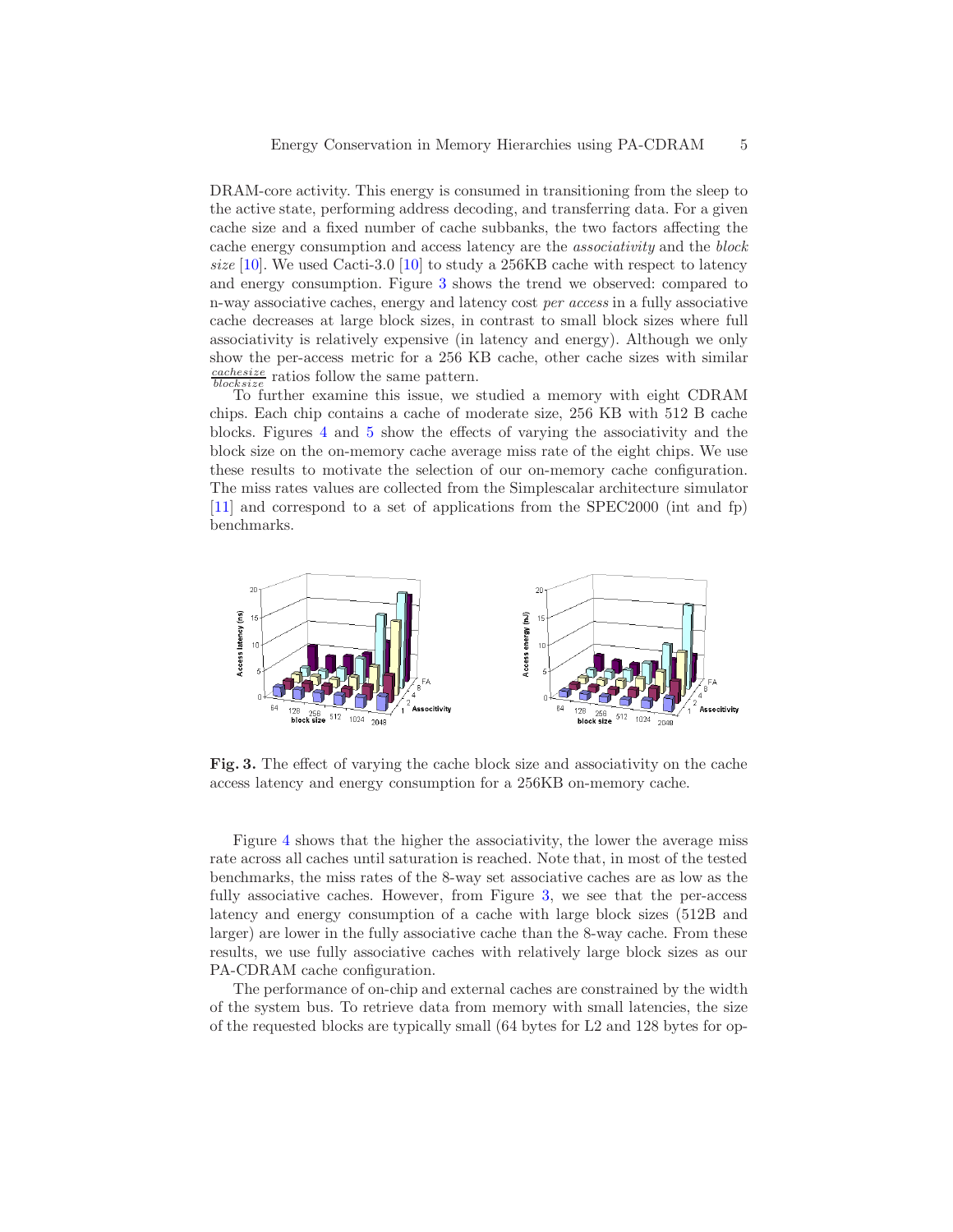DRAM-core activity. This energy is consumed in transitioning from the sleep to the active state, performing address decoding, and transferring data. For a given cache size and a fixed number of cache subbanks, the two factors affecting the cache energy consumption and access latency are the *associativity* and the *block size* [10]. We used Cacti-3.0 [10] to study a 256KB cache with respect to latency and energy consumption. Figure 3 shows the trend we observed: compared to n-way associative caches, energy and latency cost *per access* in a fully associative cache decreases at large block sizes, in contrast to small block sizes where full associativity is relatively expensive (in latency and energy). Although we only show the per-access metric for a 256 KB cache, other cache sizes with similar $\frac{cachesize}{blocksize}$ ratios follow the same pattern.

To further examine this issue, we studied a memory with eight CDRAM chips. Each chip contains a cache of moderate size, 256 KB with 512 B cache blocks. Figures 4 and 5 show the effects of varying the associativity and the block size on the on-memory cache average miss rate of the eight chips. We use these results to motivate the selection of our on-memory cache configuration. The miss rates values are collected from the Simplescalar architecture simulator [11] and correspond to a set of applications from the SPEC2000 (int and fp) benchmarks.

**Fig. 3.** The effect of varying the cache block size and associativity on the cache access latency and energy consumption for a 256KB on-memory cache.

Figure 4 shows that the higher the associativity, the lower the average miss rate across all caches until saturation is reached. Note that, in most of the tested benchmarks, the miss rates of the 8-way set associative caches are as low as the fully associative caches. However, from Figure 3, we see that the per-access latency and energy consumption of a cache with large block sizes (512B and larger) are lower in the fully associative cache than the 8-way cache. From these results, we use fully associative caches with relatively large block sizes as our PA-CDRAM cache configuration.

The performance of on-chip and external caches are constrained by the width of the system bus. To retrieve data from memory with small latencies, the size of the requested blocks are typically small (64 bytes for L2 and 128 bytes for op-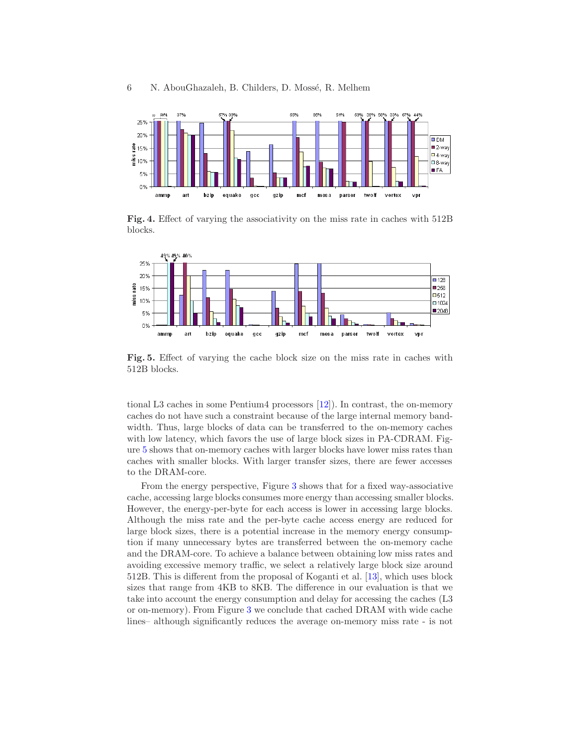**Fig. 4.** Effect of varying the associativity on the miss rate in caches with 512B blocks.

**Fig. 5.** Effect of varying the cache block size on the miss rate in caches with 512B blocks.

tional L3 caches in some Pentium4 processors [12]). In contrast, the on-memory caches do not have such a constraint because of the large internal memory bandwidth. Thus, large blocks of data can be transferred to the on-memory caches with low latency, which favors the use of large block sizes in PA-CDRAM. Figure 5 shows that on-memory caches with larger blocks have lower miss rates than caches with smaller blocks. With larger transfer sizes, there are fewer accesses to the DRAM-core.

From the energy perspective, Figure 3 shows that for a fixed way-associative cache, accessing large blocks consumes more energy than accessing smaller blocks. However, the energy-per-byte for each access is lower in accessing large blocks. Although the miss rate and the per-byte cache access energy are reduced for large block sizes, there is a potential increase in the memory energy consumption if many unnecessary bytes are transferred between the on-memory cache and the DRAM-core. To achieve a balance between obtaining low miss rates and avoiding excessive memory traffic, we select a relatively large block size around 512B. This is different from the proposal of Koganti et al. [13], which uses block sizes that range from 4KB to 8KB. The difference in our evaluation is that we take into account the energy consumption and delay for accessing the caches (L3 or on-memory). From Figure 3 we conclude that cached DRAM with wide cache lines– although significantly reduces the average on-memory miss rate - is not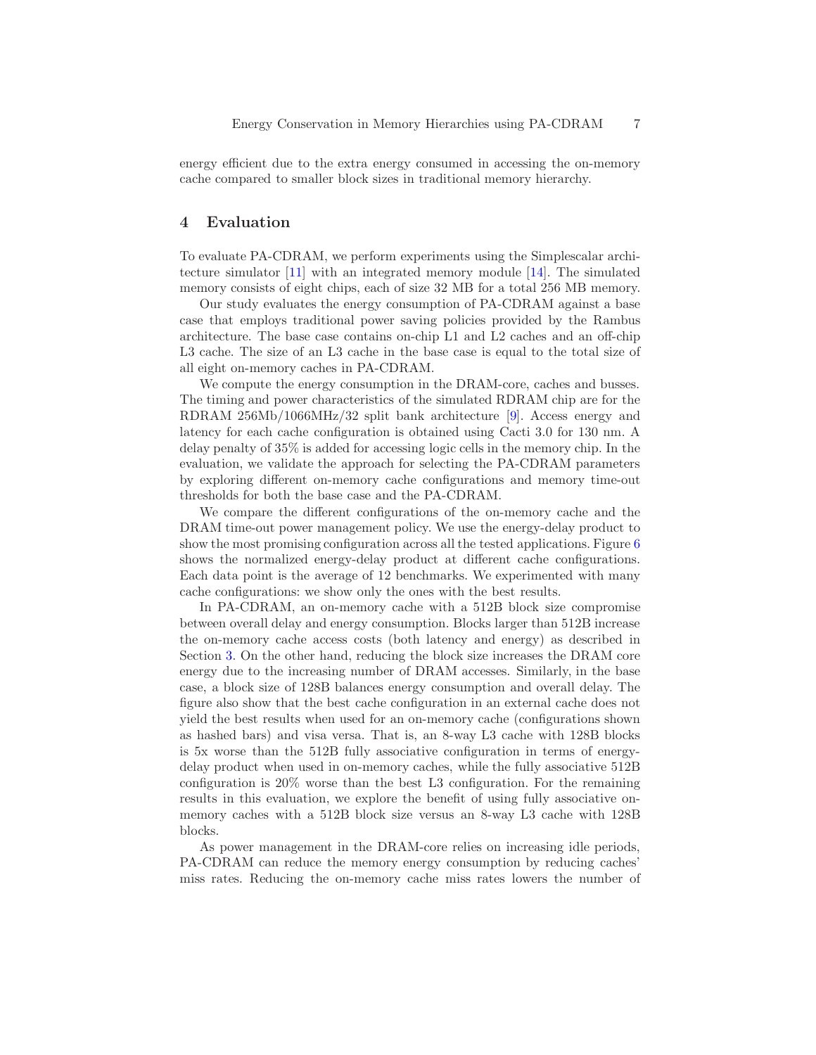energy efficient due to the extra energy consumed in accessing the on-memory cache compared to smaller block sizes in traditional memory hierarchy.

## 4 Evaluation

To evaluate PA-CDRAM, we perform experiments using the Simplescalar architecture simulator [11] with an integrated memory module [14]. The simulated memory consists of eight chips, each of size 32 MB for a total 256 MB memory.

Our study evaluates the energy consumption of PA-CDRAM against a base case that employs traditional power saving policies provided by the Rambus architecture. The base case contains on-chip L1 and L2 caches and an off-chip L3 cache. The size of an L3 cache in the base case is equal to the total size of all eight on-memory caches in PA-CDRAM.

We compute the energy consumption in the DRAM-core, caches and busses. The timing and power characteristics of the simulated RDRAM chip are for the RDRAM 256Mb/1066MHz/32 split bank architecture [9]. Access energy and latency for each cache configuration is obtained using Cacti 3.0 for 130 nm. A delay penalty of 35% is added for accessing logic cells in the memory chip. In the evaluation, we validate the approach for selecting the PA-CDRAM parameters by exploring different on-memory cache configurations and memory time-out thresholds for both the base case and the PA-CDRAM.

We compare the different configurations of the on-memory cache and the DRAM time-out power management policy. We use the energy-delay product to show the most promising configuration across all the tested applications. Figure 6 shows the normalized energy-delay product at different cache configurations. Each data point is the average of 12 benchmarks. We experimented with many cache configurations: we show only the ones with the best results.

In PA-CDRAM, an on-memory cache with a 512B block size compromise between overall delay and energy consumption. Blocks larger than 512B increase the on-memory cache access costs (both latency and energy) as described in Section 3. On the other hand, reducing the block size increases the DRAM core energy due to the increasing number of DRAM accesses. Similarly, in the base case, a block size of 128B balances energy consumption and overall delay. The figure also show that the best cache configuration in an external cache does not yield the best results when used for an on-memory cache (configurations shown as hashed bars) and visa versa. That is, an 8-way L3 cache with 128B blocks is 5x worse than the 512B fully associative configuration in terms of energy-delay product when used in on-memory caches, while the fully associative 512B configuration is 20% worse than the best L3 configuration. For the remaining results in this evaluation, we explore the benefit of using fully associative on-memory caches with a 512B block size versus an 8-way L3 cache with 128B blocks.

As power management in the DRAM-core relies on increasing idle periods, PA-CDRAM can reduce the memory energy consumption by reducing caches' miss rates. Reducing the on-memory cache miss rates lowers the number of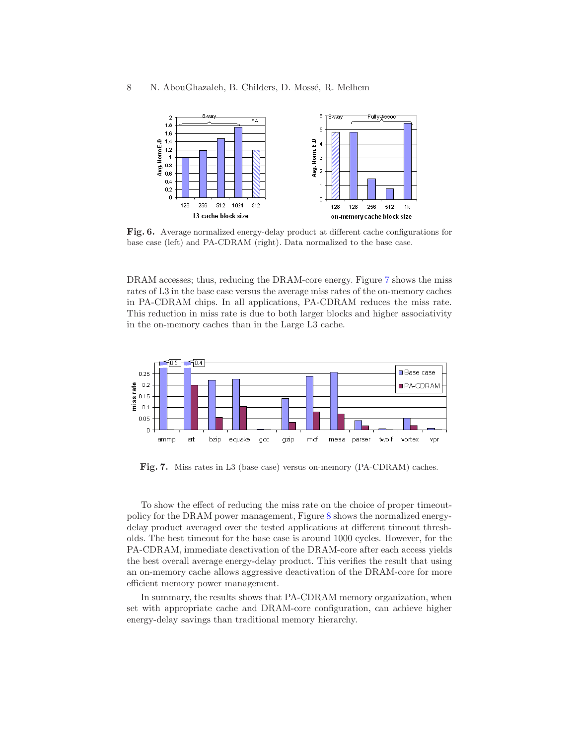**Fig. 6.** Average normalized energy-delay product at different cache configurations for base case (left) and PA-CDRAM (right). Data normalized to the base case.

DRAM accesses; thus, reducing the DRAM-core energy. Figure 7 shows the miss rates of L3 in the base case versus the average miss rates of the on-memory caches in PA-CDRAM chips. In all applications, PA-CDRAM reduces the miss rate. This reduction in miss rate is due to both larger blocks and higher associativity in the on-memory caches than in the Large L3 cache.

**Fig. 7.** Miss rates in L3 (base case) versus on-memory (PA-CDRAM) caches.

To show the effect of reducing the miss rate on the choice of proper timeout-policy for the DRAM power management, Figure 8 shows the normalized energy-delay product averaged over the tested applications at different timeout thresholds. The best timeout for the base case is around 1000 cycles. However, for the PA-CDRAM, immediate deactivation of the DRAM-core after each access yields the best overall average energy-delay product. This verifies the result that using an on-memory cache allows aggressive deactivation of the DRAM-core for more efficient memory power management.

In summary, the results shows that PA-CDRAM memory organization, when set with appropriate cache and DRAM-core configuration, can achieve higher energy-delay savings than traditional memory hierarchy.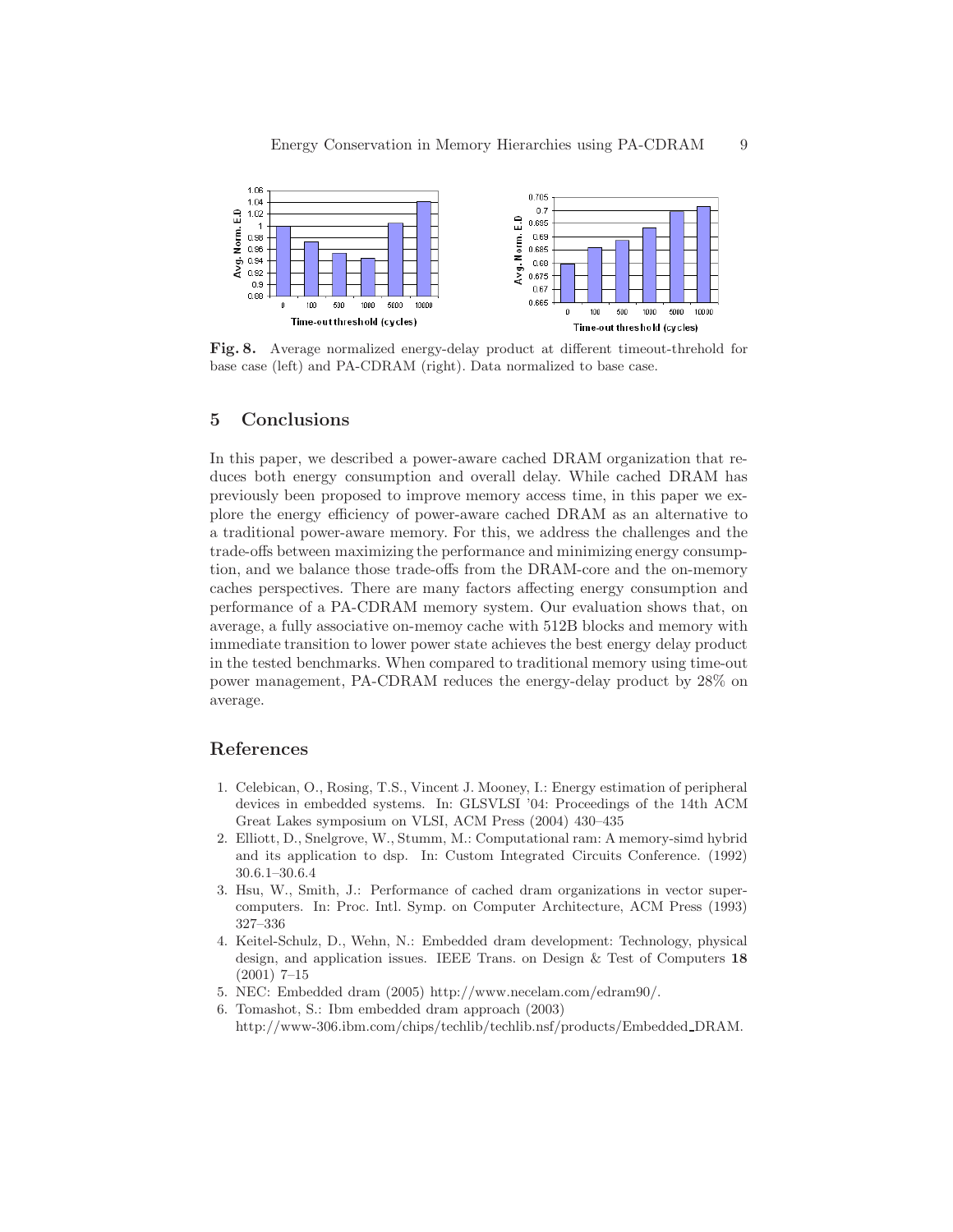Fig. 8. Average normalized energy-delay product at different timeout-threhold for base case (left) and PA-CDRAM (right). Data normalized to base case.

## 5 Conclusions

In this paper, we described a power-aware cached DRAM organization that reduces both energy consumption and overall delay. While cached DRAM has previously been proposed to improve memory access time, in this paper we explore the energy efficiency of power-aware cached DRAM as an alternative to a traditional power-aware memory. For this, we address the challenges and the trade-offs between maximizing the performance and minimizing energy consumption, and we balance those trade-offs from the DRAM-core and the on-memory caches perspectives. There are many factors affecting energy consumption and performance of a PA-CDRAM memory system. Our evaluation shows that, on average, a fully associative on-memoy cache with 512B blocks and memory with immediate transition to lower power state achieves the best energy delay product in the tested benchmarks. When compared to traditional memory using time-out power management, PA-CDRAM reduces the energy-delay product by 28% on average.

## References

1. Celebican, O., Rosing, T.S., Vincent J. Mooney, I.: Energy estimation of peripheral devices in embedded systems. In: GLSVLSI '04: Proceedings of the 14th ACM Great Lakes symposium on VLSI, ACM Press (2004) 430–435
2. Elliott, D., Snelgrove, W., Stumm, M.: Computational ram: A memory-simd hybrid and its application to dsp. In: Custom Integrated Circuits Conference. (1992) 30.6.1–30.6.4
3. Hsu, W., Smith, J.: Performance of cached dram organizations in vector supercomputers. In: Proc. Intl. Symp. on Computer Architecture, ACM Press (1993) 327–336
4. Keitel-Schulz, D., Wehn, N.: Embedded dram development: Technology, physical design, and application issues. IEEE Trans. on Design & Test of Computers **18** (2001) 7–15
5. NEC: Embedded dram (2005) http://www.necelam.com/edram90/.
6. Tomashot, S.: Ibm embedded dram approach (2003) http://www-306.ibm.com/chips/techlib/techlib.nsf/products/Embedded_DRAM.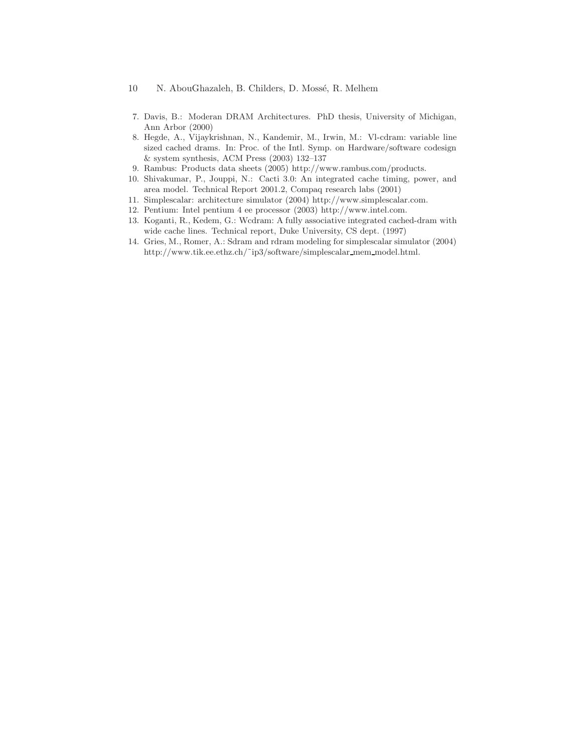7. Davis, B.: Moderan DRAM Architectures. PhD thesis, University of Michigan, Ann Arbor (2000)
8. Hegde, A., Vijaykrishnan, N., Kandemir, M., Irwin, M.: Vl-cdram: variable line sized cached drams. In: Proc. of the Intl. Symp. on Hardware/software codesign & system synthesis, ACM Press (2003) 132–137
9. Rambus: Products data sheets (2005) http://www.rambus.com/products.
10. Shivakumar, P., Jouppi, N.: Cacti 3.0: An integrated cache timing, power, and area model. Technical Report 2001.2, Compaq research labs (2001)
11. Simplescalar: architecture simulator (2004) http://www.simplescalar.com.
12. Pentium: Intel pentium 4 ee processor (2003) http://www.intel.com.
13. Koganti, R., Kedem, G.: Wcdram: A fully associative integrated cached-dram with wide cache lines. Technical report, Duke University, CS dept. (1997)
14. Gries, M., Romer, A.: Sdram and rdram modeling for simplescalar simulator (2004) http://www.tik.ee.ethz.ch/~ip3/software/simplescalar_mem_model.html.